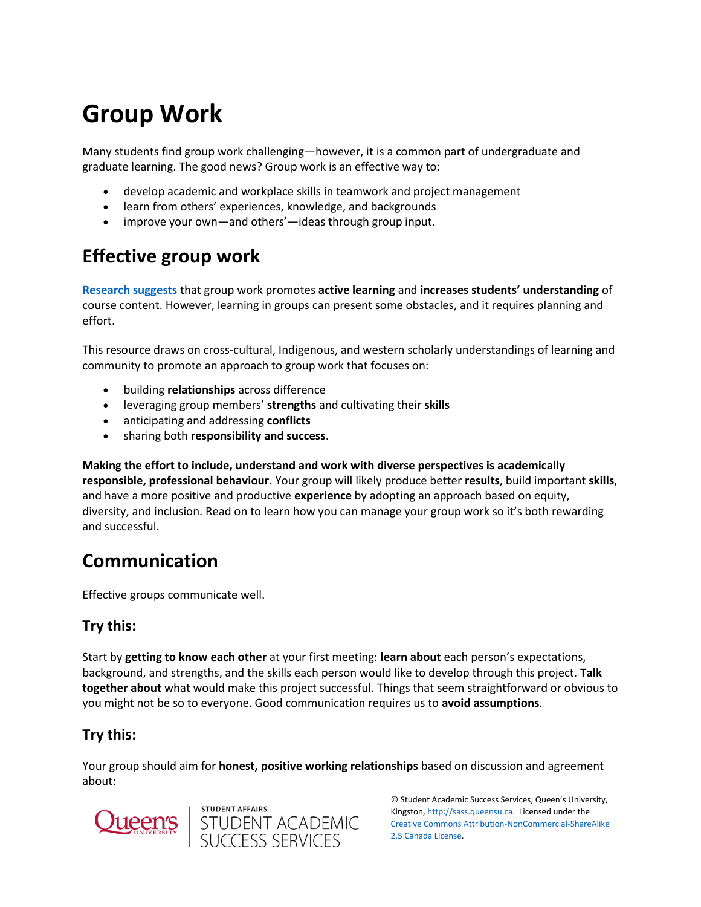# Group Work

Many students find group work challenging—however, it is a common part of undergraduate and graduate learning. The good news? Group work is an effective way to:

- develop academic and workplace skills in teamwork and project management
- learn from others' experiences, knowledge, and backgrounds
- improve your own—and others'—ideas through group input.

## Effective group work

**Research suggests** that group work promotes **active learning** and **increases students' understanding** of course content. However, learning in groups can present some obstacles, and it requires planning and effort.

This resource draws on cross-cultural, Indigenous, and western scholarly understandings of learning and community to promote an approach to group work that focuses on:

- building **relationships** across difference
- leveraging group members' **strengths** and cultivating their **skills**
- anticipating and addressing **conflicts**
- sharing both **responsibility and success**.

**Making the effort to include, understand and work with diverse perspectives is academically responsible, professional behaviour**. Your group will likely produce better **results**, build important **skills**, and have a more positive and productive **experience** by adopting an approach based on equity, diversity, and inclusion. Read on to learn how you can manage your group work so it's both rewarding and successful.

## Communication

Effective groups communicate well.

### Try this:

Start by **getting to know each other** at your first meeting: **learn about** each person's expectations, background, and strengths, and the skills each person would like to develop through this project. **Talk together about** what would make this project successful. Things that seem straightforward or obvious to you might not be so to everyone. Good communication requires us to **avoid assumptions**.

### Try this:

Your group should aim for **honest, positive working relationships** based on discussion and agreement about:

© Student Academic Success Services, Queen's University, Kingston, http://sass.queensu.ca. Licensed under the Creative Commons Attribution-NonCommercial-ShareAlike 2.5 Canada License.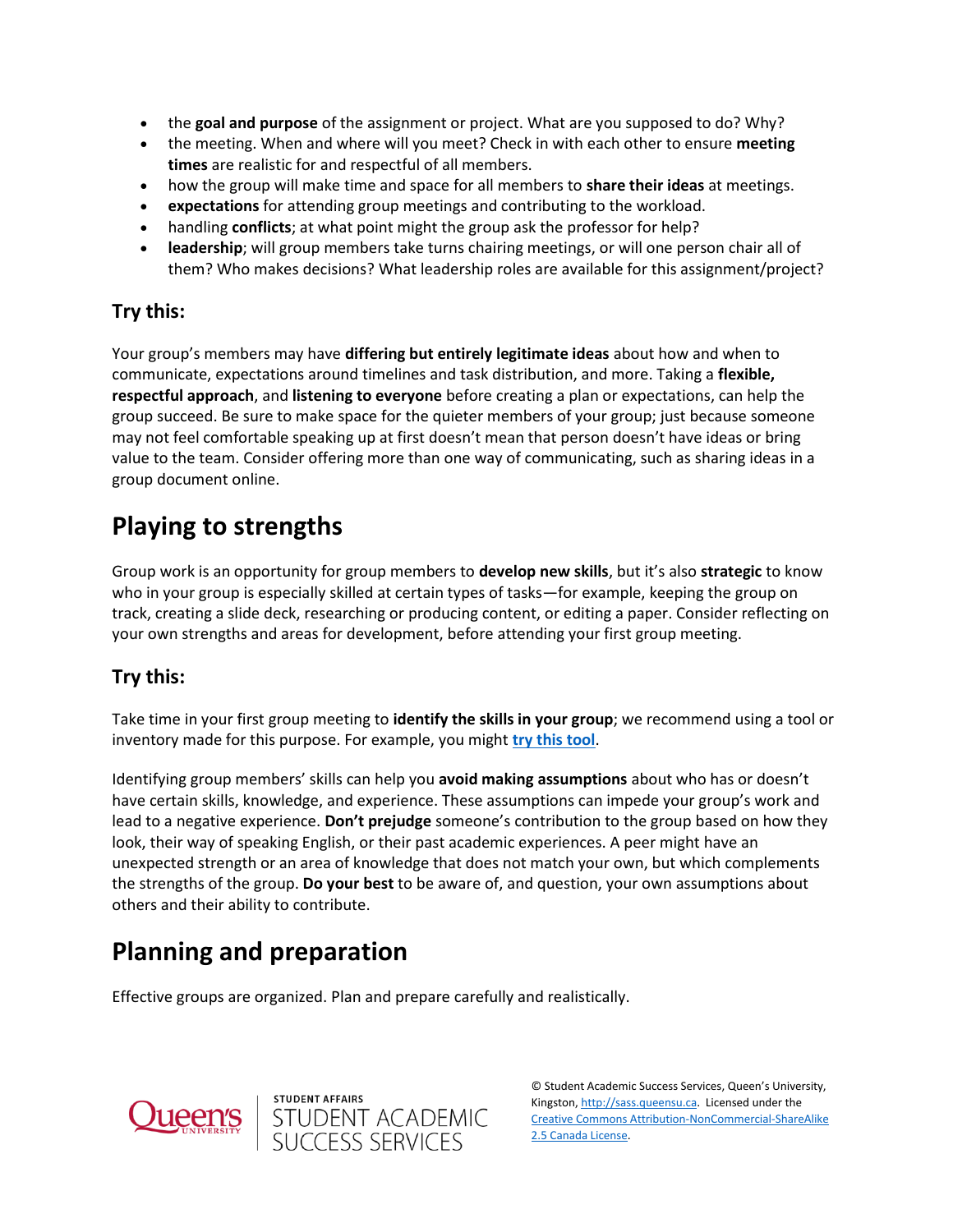- the **goal and purpose** of the assignment or project. What are you supposed to do? Why?
- the meeting. When and where will you meet? Check in with each other to ensure **meeting times** are realistic for and respectful of all members.
- how the group will make time and space for all members to **share their ideas** at meetings.
- **expectations** for attending group meetings and contributing to the workload.
- handling **conflicts**; at what point might the group ask the professor for help?
- **leadership**; will group members take turns chairing meetings, or will one person chair all of them? Who makes decisions? What leadership roles are available for this assignment/project?

### Try this:

Your group's members may have **differing but entirely legitimate ideas** about how and when to communicate, expectations around timelines and task distribution, and more. Taking a **flexible, respectful approach**, and **listening to everyone** before creating a plan or expectations, can help the group succeed. Be sure to make space for the quieter members of your group; just because someone may not feel comfortable speaking up at first doesn't mean that person doesn't have ideas or bring value to the team. Consider offering more than one way of communicating, such as sharing ideas in a group document online.

## Playing to strengths

Group work is an opportunity for group members to **develop new skills**, but it's also **strategic** to know who in your group is especially skilled at certain types of tasks—for example, keeping the group on track, creating a slide deck, researching or producing content, or editing a paper. Consider reflecting on your own strengths and areas for development, before attending your first group meeting.

### Try this:

Take time in your first group meeting to **identify the skills in your group**; we recommend using a tool or inventory made for this purpose. For example, you might **try this tool**.

Identifying group members' skills can help you **avoid making assumptions** about who has or doesn't have certain skills, knowledge, and experience. These assumptions can impede your group's work and lead to a negative experience. **Don't prejudge** someone's contribution to the group based on how they look, their way of speaking English, or their past academic experiences. A peer might have an unexpected strength or an area of knowledge that does not match your own, but which complements the strengths of the group. **Do your best** to be aware of, and question, your own assumptions about others and their ability to contribute.

## Planning and preparation

Effective groups are organized. Plan and prepare carefully and realistically.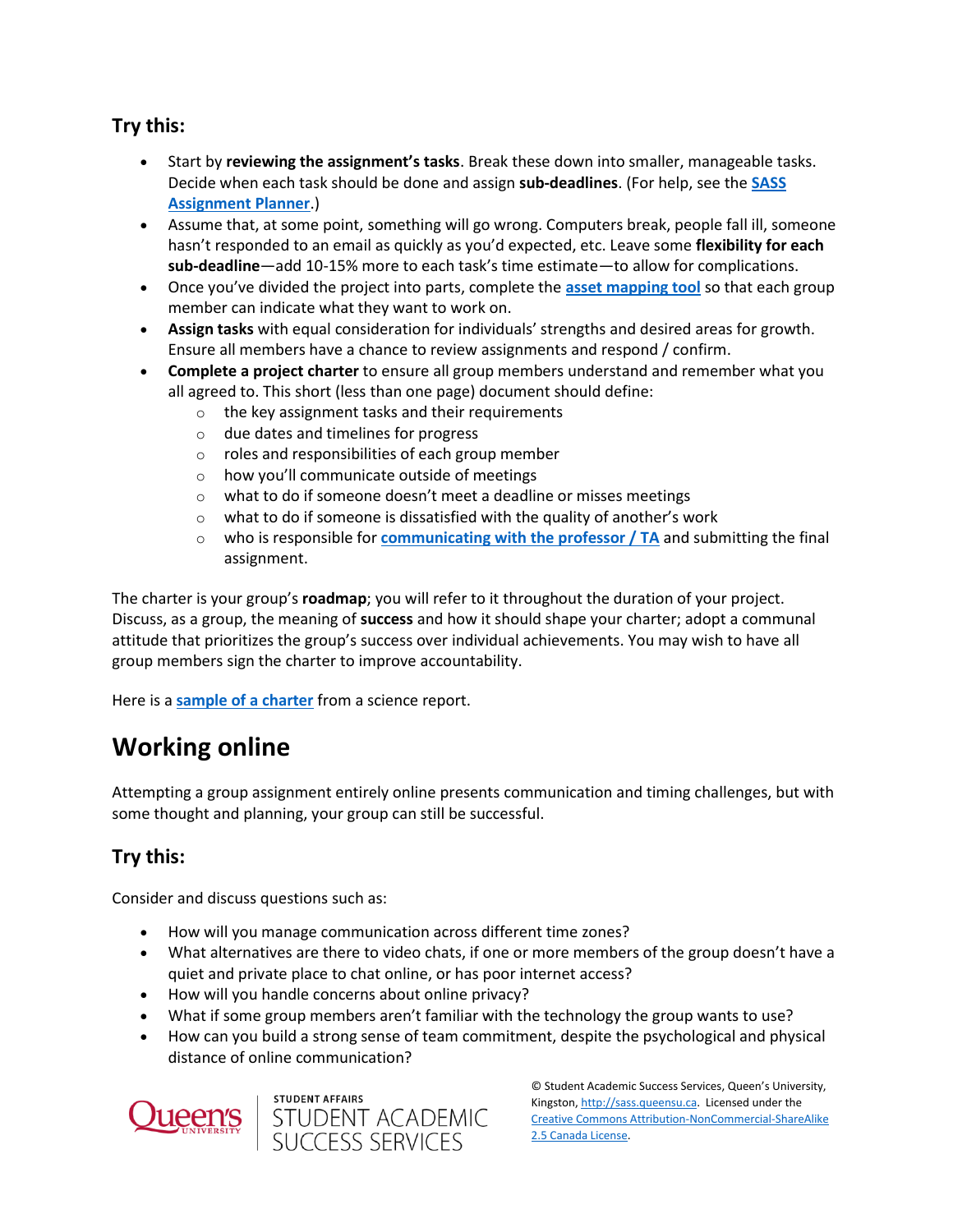### Try this:

- Start by **reviewing the assignment's tasks**. Break these down into smaller, manageable tasks. Decide when each task should be done and assign **sub-deadlines**. (For help, see the **SASS Assignment Planner**.)
- Assume that, at some point, something will go wrong. Computers break, people fall ill, someone hasn't responded to an email as quickly as you'd expected, etc. Leave some **flexibility for each sub-deadline**—add 10-15% more to each task's time estimate—to allow for complications.
- Once you've divided the project into parts, complete the **asset mapping tool** so that each group member can indicate what they want to work on.
- **Assign tasks** with equal consideration for individuals' strengths and desired areas for growth. Ensure all members have a chance to review assignments and respond / confirm.
- **Complete a project charter** to ensure all group members understand and remember what you all agreed to. This short (less than one page) document should define:
  - the key assignment tasks and their requirements
  - due dates and timelines for progress
  - roles and responsibilities of each group member
  - how you'll communicate outside of meetings
  - what to do if someone doesn't meet a deadline or misses meetings
  - what to do if someone is dissatisfied with the quality of another's work
  - who is responsible for **communicating with the professor / TA** and submitting the final assignment.

The charter is your group's **roadmap**; you will refer to it throughout the duration of your project. Discuss, as a group, the meaning of **success** and how it should shape your charter; adopt a communal attitude that prioritizes the group's success over individual achievements. You may wish to have all group members sign the charter to improve accountability.

Here is a **sample of a charter** from a science report.

## Working online

Attempting a group assignment entirely online presents communication and timing challenges, but with some thought and planning, your group can still be successful.

### Try this:

Consider and discuss questions such as:

- How will you manage communication across different time zones?
- What alternatives are there to video chats, if one or more members of the group doesn't have a quiet and private place to chat online, or has poor internet access?
- How will you handle concerns about online privacy?
- What if some group members aren't familiar with the technology the group wants to use?
- How can you build a strong sense of team commitment, despite the psychological and physical distance of online communication?

© Student Academic Success Services, Queen's University, Kingston, http://sass.queensu.ca. Licensed under the Creative Commons Attribution-NonCommercial-ShareAlike 2.5 Canada License.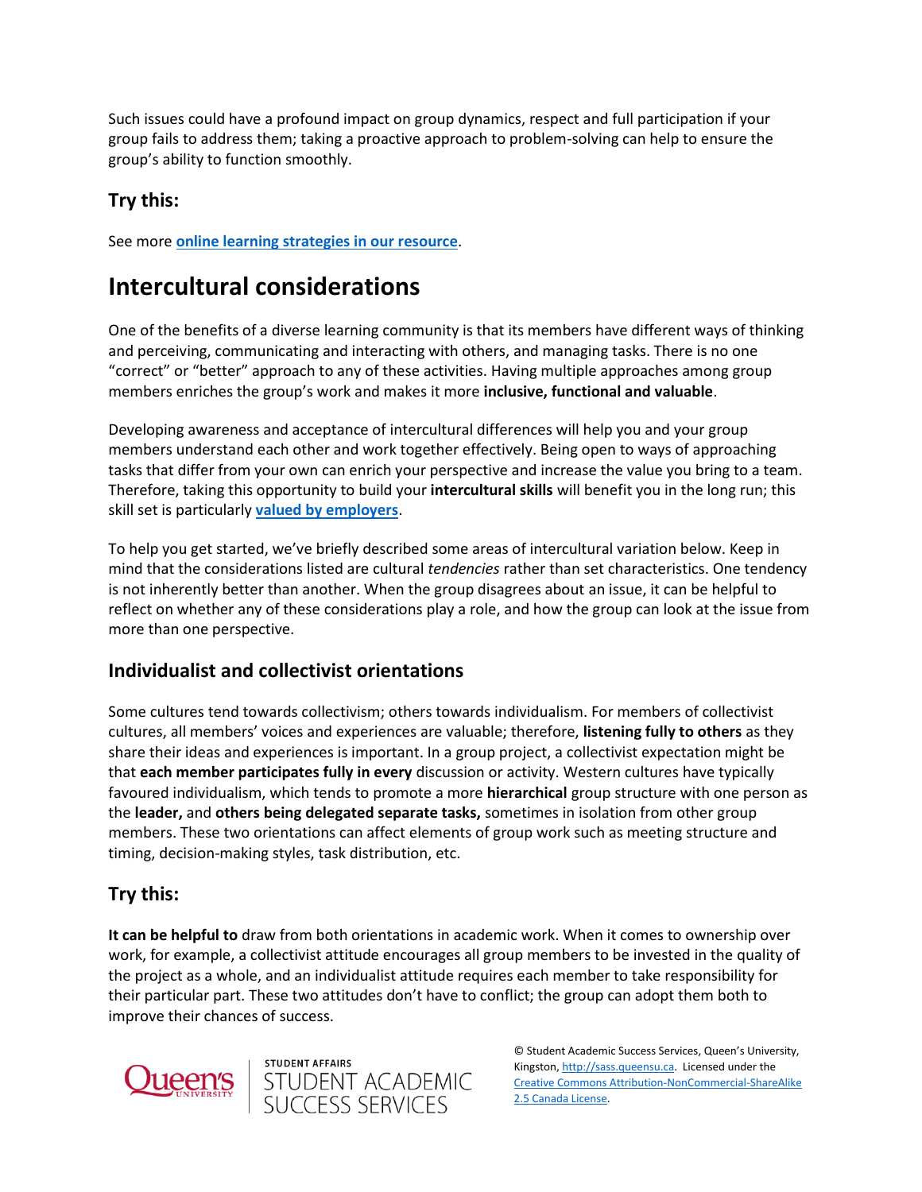Such issues could have a profound impact on group dynamics, respect and full participation if your group fails to address them; taking a proactive approach to problem-solving can help to ensure the group's ability to function smoothly.

### Try this:

See more **online learning strategies in our resource**.

## Intercultural considerations

One of the benefits of a diverse learning community is that its members have different ways of thinking and perceiving, communicating and interacting with others, and managing tasks. There is no one "correct" or "better" approach to any of these activities. Having multiple approaches among group members enriches the group's work and makes it more **inclusive, functional and valuable**.

Developing awareness and acceptance of intercultural differences will help you and your group members understand each other and work together effectively. Being open to ways of approaching tasks that differ from your own can enrich your perspective and increase the value you bring to a team. Therefore, taking this opportunity to build your **intercultural skills** will benefit you in the long run; this skill set is particularly **valued by employers**.

To help you get started, we've briefly described some areas of intercultural variation below. Keep in mind that the considerations listed are cultural *tendencies* rather than set characteristics. One tendency is not inherently better than another. When the group disagrees about an issue, it can be helpful to reflect on whether any of these considerations play a role, and how the group can look at the issue from more than one perspective.

### Individualist and collectivist orientations

Some cultures tend towards collectivism; others towards individualism. For members of collectivist cultures, all members' voices and experiences are valuable; therefore, **listening fully to others** as they share their ideas and experiences is important. In a group project, a collectivist expectation might be that **each member participates fully in every** discussion or activity. Western cultures have typically favoured individualism, which tends to promote a more **hierarchical** group structure with one person as the **leader,** and **others being delegated separate tasks,** sometimes in isolation from other group members. These two orientations can affect elements of group work such as meeting structure and timing, decision-making styles, task distribution, etc.

### Try this:

**It can be helpful to** draw from both orientations in academic work. When it comes to ownership over work, for example, a collectivist attitude encourages all group members to be invested in the quality of the project as a whole, and an individualist attitude requires each member to take responsibility for their particular part. These two attitudes don't have to conflict; the group can adopt them both to improve their chances of success.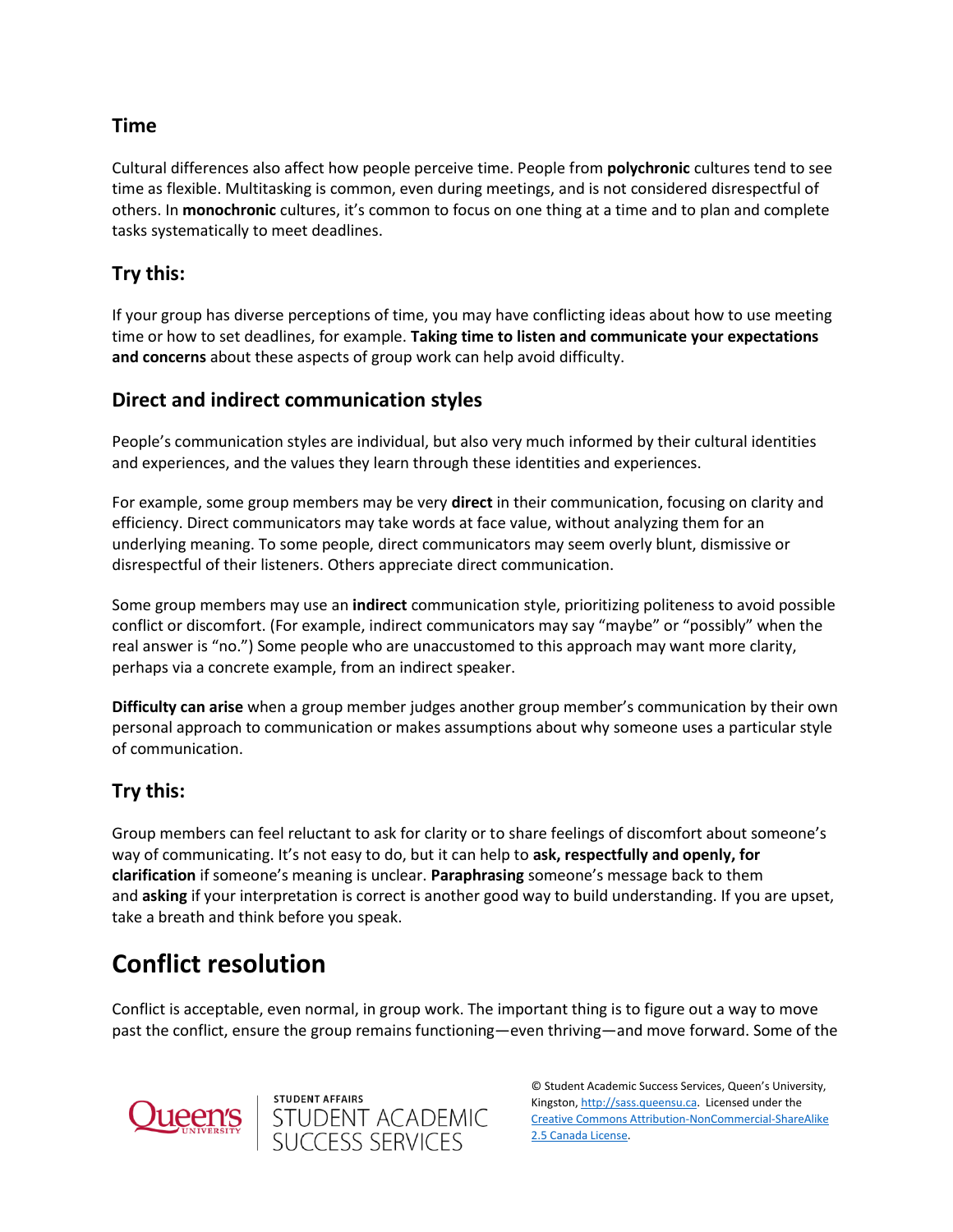### Time

Cultural differences also affect how people perceive time. People from **polychronic** cultures tend to see time as flexible. Multitasking is common, even during meetings, and is not considered disrespectful of others. In **monochronic** cultures, it's common to focus on one thing at a time and to plan and complete tasks systematically to meet deadlines.

### Try this:

If your group has diverse perceptions of time, you may have conflicting ideas about how to use meeting time or how to set deadlines, for example. **Taking time to listen and communicate your expectations and concerns** about these aspects of group work can help avoid difficulty.

### Direct and indirect communication styles

People's communication styles are individual, but also very much informed by their cultural identities and experiences, and the values they learn through these identities and experiences.

For example, some group members may be very **direct** in their communication, focusing on clarity and efficiency. Direct communicators may take words at face value, without analyzing them for an underlying meaning. To some people, direct communicators may seem overly blunt, dismissive or disrespectful of their listeners. Others appreciate direct communication.

Some group members may use an **indirect** communication style, prioritizing politeness to avoid possible conflict or discomfort. (For example, indirect communicators may say "maybe" or "possibly" when the real answer is "no.") Some people who are unaccustomed to this approach may want more clarity, perhaps via a concrete example, from an indirect speaker.

**Difficulty can arise** when a group member judges another group member's communication by their own personal approach to communication or makes assumptions about why someone uses a particular style of communication.

### Try this:

Group members can feel reluctant to ask for clarity or to share feelings of discomfort about someone's way of communicating. It's not easy to do, but it can help to **ask, respectfully and openly, for clarification** if someone's meaning is unclear. **Paraphrasing** someone's message back to them and **asking** if your interpretation is correct is another good way to build understanding. If you are upset, take a breath and think before you speak.

## Conflict resolution

Conflict is acceptable, even normal, in group work. The important thing is to figure out a way to move past the conflict, ensure the group remains functioning—even thriving—and move forward. Some of the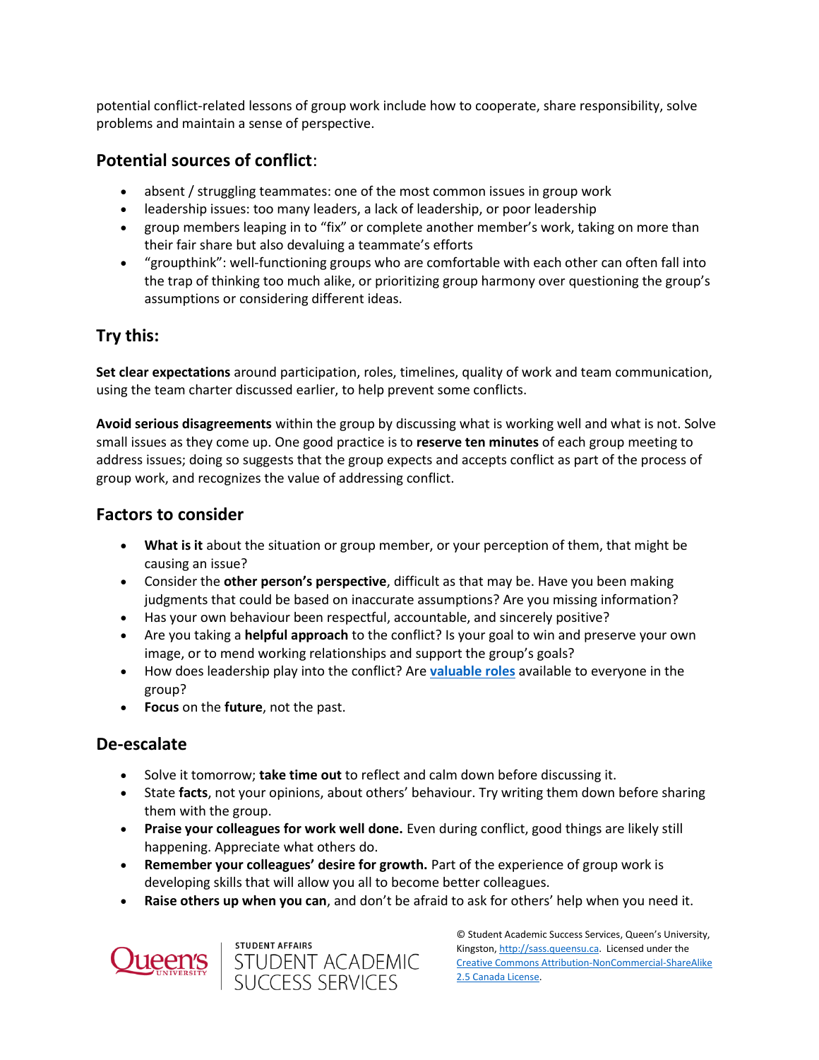potential conflict-related lessons of group work include how to cooperate, share responsibility, solve problems and maintain a sense of perspective.

## **Potential sources of conflict**:

- absent / struggling teammates: one of the most common issues in group work
- leadership issues: too many leaders, a lack of leadership, or poor leadership
- group members leaping in to "fix" or complete another member's work, taking on more than their fair share but also devaluing a teammate's efforts
- "groupthink": well-functioning groups who are comfortable with each other can often fall into the trap of thinking too much alike, or prioritizing group harmony over questioning the group's assumptions or considering different ideas.

## Try this:

**Set clear expectations** around participation, roles, timelines, quality of work and team communication, using the team charter discussed earlier, to help prevent some conflicts.

**Avoid serious disagreements** within the group by discussing what is working well and what is not. Solve small issues as they come up. One good practice is to **reserve ten minutes** of each group meeting to address issues; doing so suggests that the group expects and accepts conflict as part of the process of group work, and recognizes the value of addressing conflict.

## Factors to consider

- **What is it** about the situation or group member, or your perception of them, that might be causing an issue?
- Consider the **other person's perspective**, difficult as that may be. Have you been making judgments that could be based on inaccurate assumptions? Are you missing information?
- Has your own behaviour been respectful, accountable, and sincerely positive?
- Are you taking a **helpful approach** to the conflict? Is your goal to win and preserve your own image, or to mend working relationships and support the group's goals?
- How does leadership play into the conflict? Are **valuable roles** available to everyone in the group?
- **Focus** on the **future**, not the past.

## De-escalate

- Solve it tomorrow; **take time out** to reflect and calm down before discussing it.
- State **facts**, not your opinions, about others' behaviour. Try writing them down before sharing them with the group.
- **Praise your colleagues for work well done.** Even during conflict, good things are likely still happening. Appreciate what others do.
- **Remember your colleagues' desire for growth.** Part of the experience of group work is developing skills that will allow you all to become better colleagues.
- **Raise others up when you can**, and don't be afraid to ask for others' help when you need it.

© Student Academic Success Services, Queen's University, Kingston, http://sass.queensu.ca. Licensed under the Creative Commons Attribution-NonCommercial-ShareAlike 2.5 Canada License.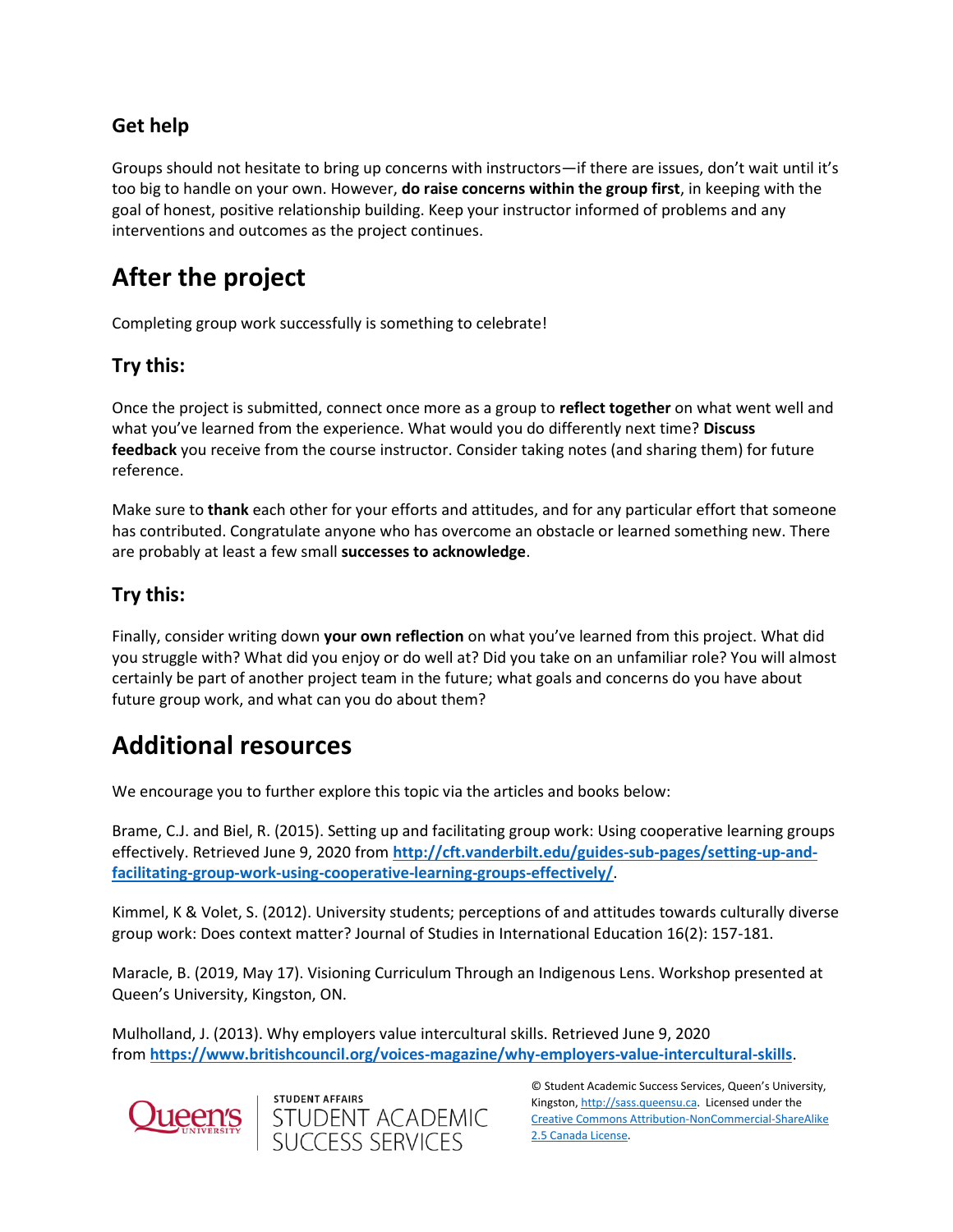### Get help

Groups should not hesitate to bring up concerns with instructors—if there are issues, don't wait until it's too big to handle on your own. However, **do raise concerns within the group first**, in keeping with the goal of honest, positive relationship building. Keep your instructor informed of problems and any interventions and outcomes as the project continues.

## After the project

Completing group work successfully is something to celebrate!

### Try this:

Once the project is submitted, connect once more as a group to **reflect together** on what went well and what you've learned from the experience. What would you do differently next time? **Discuss feedback** you receive from the course instructor. Consider taking notes (and sharing them) for future reference.

Make sure to **thank** each other for your efforts and attitudes, and for any particular effort that someone has contributed. Congratulate anyone who has overcome an obstacle or learned something new. There are probably at least a few small **successes to acknowledge**.

### Try this:

Finally, consider writing down **your own reflection** on what you've learned from this project. What did you struggle with? What did you enjoy or do well at? Did you take on an unfamiliar role? You will almost certainly be part of another project team in the future; what goals and concerns do you have about future group work, and what can you do about them?

## Additional resources

We encourage you to further explore this topic via the articles and books below:

Brame, C.J. and Biel, R. (2015). Setting up and facilitating group work: Using cooperative learning groups effectively. Retrieved June 9, 2020 from **http://cft.vanderbilt.edu/guides-sub-pages/setting-up-and-facilitating-group-work-using-cooperative-learning-groups-effectively/**.

Kimmel, K & Volet, S. (2012). University students; perceptions of and attitudes towards culturally diverse group work: Does context matter? Journal of Studies in International Education 16(2): 157-181.

Maracle, B. (2019, May 17). Visioning Curriculum Through an Indigenous Lens. Workshop presented at Queen's University, Kingston, ON.

Mulholland, J. (2013). Why employers value intercultural skills. Retrieved June 9, 2020 from **https://www.britishcouncil.org/voices-magazine/why-employers-value-intercultural-skills**.

© Student Academic Success Services, Queen's University, Kingston, http://sass.queensu.ca. Licensed under the Creative Commons Attribution-NonCommercial-ShareAlike 2.5 Canada License.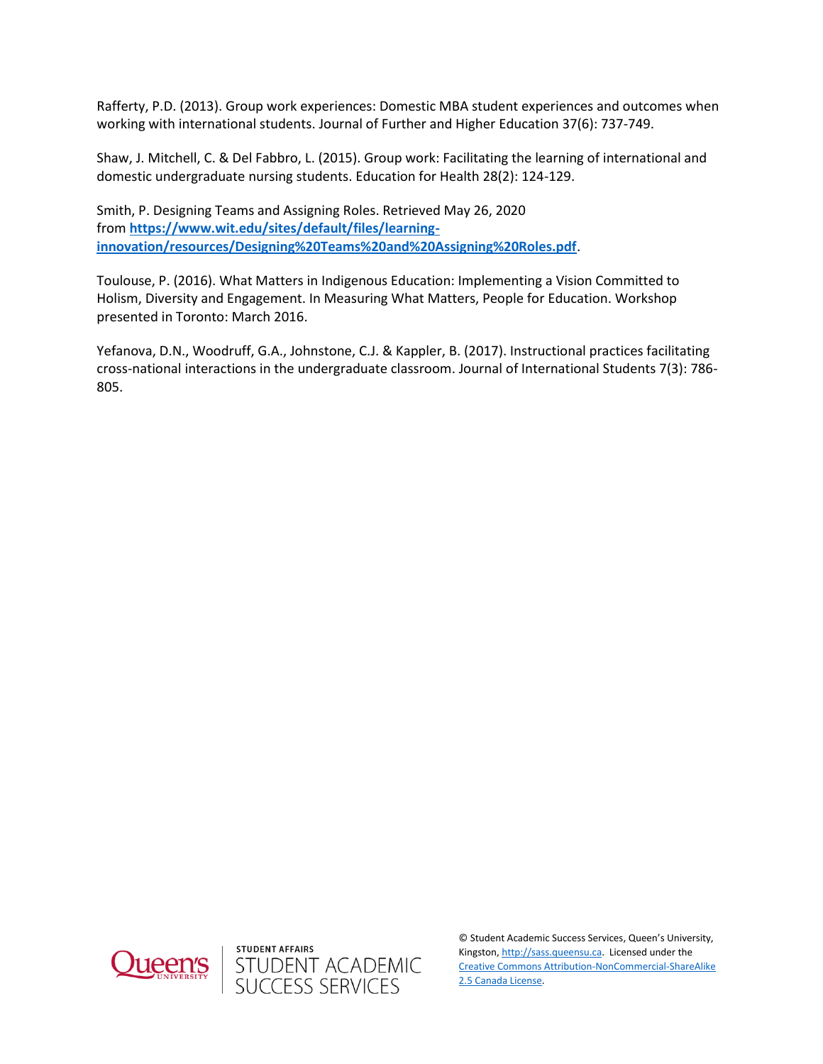Rafferty, P.D. (2013). Group work experiences: Domestic MBA student experiences and outcomes when working with international students. Journal of Further and Higher Education 37(6): 737-749.

Shaw, J. Mitchell, C. & Del Fabbro, L. (2015). Group work: Facilitating the learning of international and domestic undergraduate nursing students. Education for Health 28(2): 124-129.

Smith, P. Designing Teams and Assigning Roles. Retrieved May 26, 2020 from **https://www.wit.edu/sites/default/files/learning-innovation/resources/Designing%20Teams%20and%20Assigning%20Roles.pdf**.

Toulouse, P. (2016). What Matters in Indigenous Education: Implementing a Vision Committed to Holism, Diversity and Engagement. In Measuring What Matters, People for Education. Workshop presented in Toronto: March 2016.

Yefanova, D.N., Woodruff, G.A., Johnstone, C.J. & Kappler, B. (2017). Instructional practices facilitating cross-national interactions in the undergraduate classroom. Journal of International Students 7(3): 786-805.

Queen's University | STUDENT AFFAIRS STUDENT ACADEMIC SUCCESS SERVICES

© Student Academic Success Services, Queen's University, Kingston, http://sass.queensu.ca. Licensed under the Creative Commons Attribution-NonCommercial-ShareAlike 2.5 Canada License.